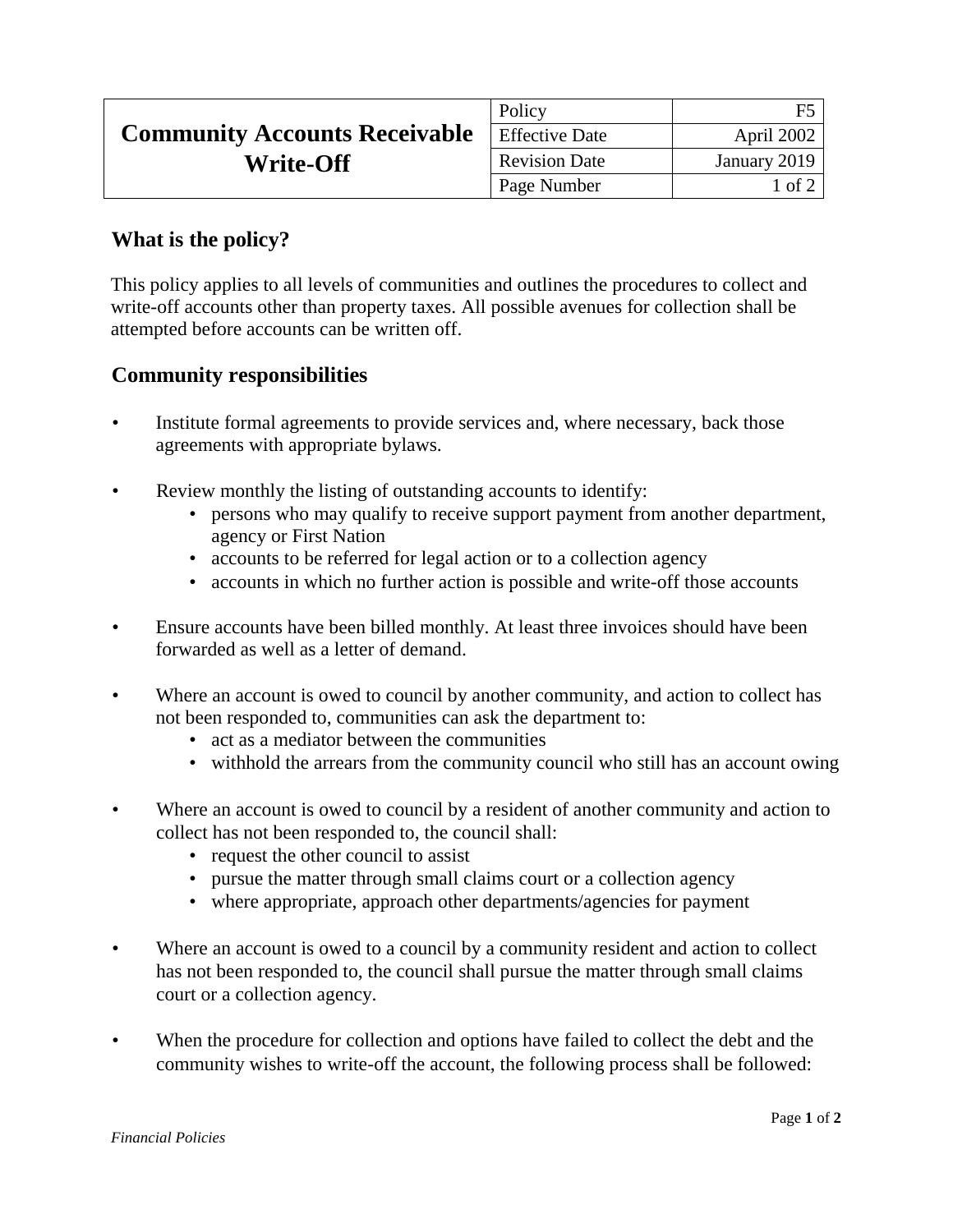| Community Accounts Receivable Write-Off | Policy | F5 |
|---|---|---|
| | Effective Date | April 2002 |
| | Revision Date | January 2019 |
| | Page Number | 1 of 2 |

## What is the policy?

This policy applies to all levels of communities and outlines the procedures to collect and write-off accounts other than property taxes. All possible avenues for collection shall be attempted before accounts can be written off.

## Community responsibilities

- Institute formal agreements to provide services and, where necessary, back those agreements with appropriate bylaws.

- Review monthly the listing of outstanding accounts to identify:
    - persons who may qualify to receive support payment from another department, agency or First Nation
    - accounts to be referred for legal action or to a collection agency
    - accounts in which no further action is possible and write-off those accounts

- Ensure accounts have been billed monthly. At least three invoices should have been forwarded as well as a letter of demand.

- Where an account is owed to council by another community, and action to collect has not been responded to, communities can ask the department to:
    - act as a mediator between the communities
    - withhold the arrears from the community council who still has an account owing

- Where an account is owed to council by a resident of another community and action to collect has not been responded to, the council shall:
    - request the other council to assist
    - pursue the matter through small claims court or a collection agency
    - where appropriate, approach other departments/agencies for payment

- Where an account is owed to a council by a community resident and action to collect has not been responded to, the council shall pursue the matter through small claims court or a collection agency.

- When the procedure for collection and options have failed to collect the debt and the community wishes to write-off the account, the following process shall be followed: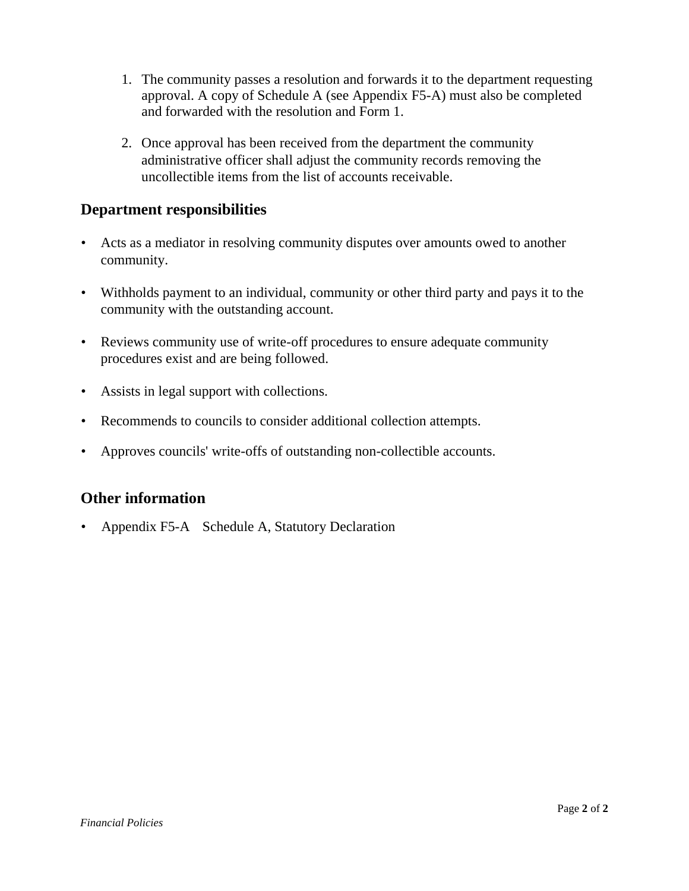1. The community passes a resolution and forwards it to the department requesting approval. A copy of Schedule A (see Appendix F5-A) must also be completed and forwarded with the resolution and Form 1.

2. Once approval has been received from the department the community administrative officer shall adjust the community records removing the uncollectible items from the list of accounts receivable.

## Department responsibilities

- Acts as a mediator in resolving community disputes over amounts owed to another community.
- Withholds payment to an individual, community or other third party and pays it to the community with the outstanding account.
- Reviews community use of write-off procedures to ensure adequate community procedures exist and are being followed.
- Assists in legal support with collections.
- Recommends to councils to consider additional collection attempts.
- Approves councils' write-offs of outstanding non-collectible accounts.

## Other information

- Appendix F5-A Schedule A, Statutory Declaration